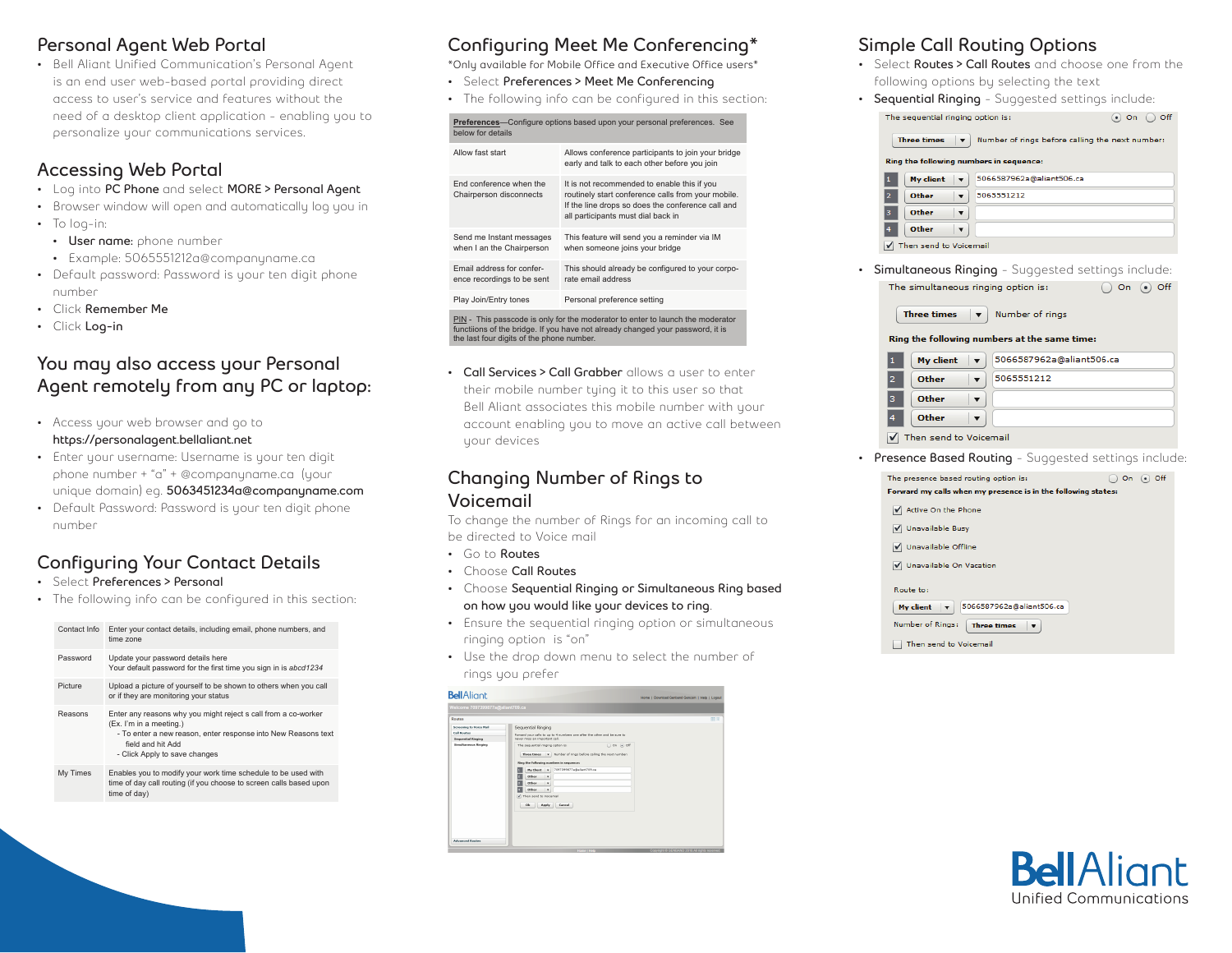## Personal Agent Web Portal

- Bell Aliant Unified Communication's Personal Agent is an end user web-based portal providing direct access to user's service and features without the need of a desktop client application - enabling you to personalize your communications services.

## Accessing Web Portal

- Log into **PC Phone** and select **MORE > Personal Agent**
- Browser window will open and automatically log you in
- To log-in:
  - **User name:** phone number
  - Example: 5065551212a@companyname.ca
- Default password: Password is your ten digit phone number
- Click **Remember Me**
- Click **Log-in**

## You may also access your Personal Agent remotely from any PC or laptop:

- Access your web browser and go to **https://personalagent.bellaliant.net**
- Enter your username: Username is your ten digit phone number + "a" + @companyname.ca (your unique domain) eg. **5063451234a@companyname.com**
- Default Password: Password is your ten digit phone number

## Configuring Your Contact Details

- Select **Preferences > Personal**
- The following info can be configured in this section:

| | |
|---|---|
| Contact Info | Enter your contact details, including email, phone numbers, and time zone |
| Password | Update your password details here<br>Your default password for the first time you sign in is *abcd1234* |
| Picture | Upload a picture of yourself to be shown to others when you call or if they are monitoring your status |
| Reasons | Enter any reasons why you might reject s call from a co-worker (Ex. I'm in a meeting.)<br>- To enter a new reason, enter response into New Reasons text field and hit Add<br>- Click Apply to save changes |
| My Times | Enables you to modify your work time schedule to be used with time of day call routing (if you choose to screen calls based upon time of day) |

## Configuring Meet Me Conferencing*

*Only available for Mobile Office and Executive Office users*

- Select **Preferences > Meet Me Conferencing**
- The following info can be configured in this section:

| **Preferences**—Configure options based upon your personal preferences. See below for details | |
|---|---|
| Allow fast start | Allows conference participants to join your bridge early and talk to each other before you join |
| End conference when the Chairperson disconnects | It is not recommended to enable this if you routinely start conference calls from your mobile. If the line drops so does the conference call and all participants must dial back in |
| Send me Instant messages when I am the Chairperson | This feature will send you a reminder via IM when someone joins your bridge |
| Email address for conference recordings to be sent | This should already be configured to your corporate email address |
| Play Join/Entry tones | Personal preference setting |
| PIN - This passcode is only for the moderator to enter to launch the moderator functions of the bridge. If you have not already changed your password, it is the last four digits of the phone number. | |

- **Call Services > Call Grabber** allows a user to enter their mobile number tying it to this user so that Bell Aliant associates this mobile number with your account enabling you to move an active call between your devices

## Changing Number of Rings to Voicemail

To change the number of Rings for an incoming call to be directed to Voice mail

- Go to **Routes**
- Choose **Call Routes**
- Choose **Sequential Ringing or Simultaneous Ring based on how you would like your devices to ring**.
- Ensure the sequential ringing option or simultaneous ringing option is "on"
- Use the drop down menu to select the number of rings you prefer

## Simple Call Routing Options

- Select **Routes > Call Routes** and choose one from the following options by selecting the text
- **Sequential Ringing** - Suggested settings include:

  The sequential ringing option is: (•) On ( ) Off
  Three times — Number of rings before calling the next number:
  **Ring the following numbers in sequence:**
  1. My client — 5066587962a@aliant506.ca
  2. Other — 5065551212
  3. Other
  4. Other

  ☑ Then send to Voicemail

- **Simultaneous Ringing** - Suggested settings include:

  The simultaneous ringing option is: ( ) On (•) Off
  Three times — Number of rings
  **Ring the following numbers at the same time:**
  1. My client — 5066587962a@aliant506.ca
  2. Other — 5065551212
  3. Other
  4. Other

  ☑ Then send to Voicemail

- **Presence Based Routing** - Suggested settings include:

  The presence based routing option is: ( ) On (•) Off
  **Forward my calls when my presence is in the following states:**
  ☑ Active On the Phone
  ☑ Unavailable Busy
  ☑ Unavailable Offline
  ☑ Unavailable On Vacation

  Route to: My client — 5066587962a@aliant506.ca
  Number of Rings: Three times
  ☐ Then send to Voicemail

**BellAliant** Unified Communications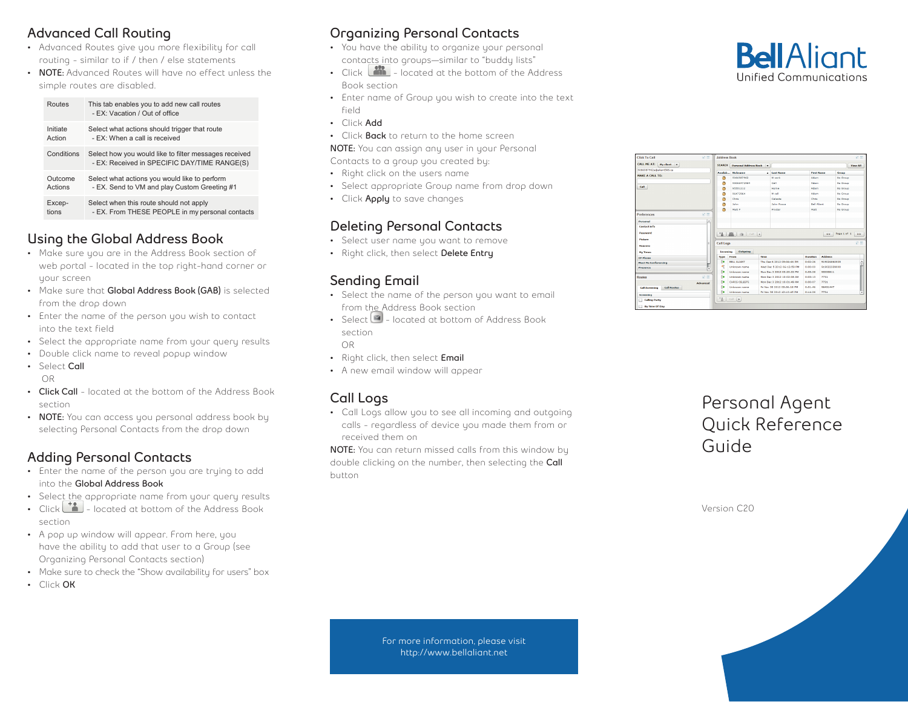## Advanced Call Routing

- Advanced Routes give you more flexibility for call routing - similar to if / then / else statements
- **NOTE:** Advanced Routes will have no effect unless the simple routes are disabled.

| | |
|---|---|
| Routes | This tab enables you to add new call routes<br>- EX: Vacation / Out of office |
| Initiate Action | Select what actions should trigger that route<br>- EX: When a call is received |
| Conditions | Select how you would like to filter messages received<br>- EX: Received in SPECIFIC DAY/TIME RANGE(S) |
| Outcome Actions | Select what actions you would like to perform<br>- EX. Send to VM and play Custom Greeting #1 |
| Excep-tions | Select when this route should not apply<br>- EX. From THESE PEOPLE in my personal contacts |

## Using the Global Address Book

- Make sure you are in the Address Book section of web portal - located in the top right-hand corner or your screen
- Make sure that **Global Address Book (GAB)** is selected from the drop down
- Enter the name of the person you wish to contact into the text field
- Select the appropriate name from your query results
- Double click name to reveal popup window
- Select **Call**

  OR
- **Click Call** - located at the bottom of the Address Book section
- **NOTE:** You can access you personal address book by selecting Personal Contacts from the drop down

## Adding Personal Contacts

- Enter the name of the person you are trying to add into the **Global Address Book**
- Select the appropriate name from your query results
- Click - located at bottom of the Address Book section
- A pop up window will appear. From here, you have the ability to add that user to a Group (see Organizing Personal Contacts section)
- Make sure to check the "Show availability for users" box
- Click **OK**

## Organizing Personal Contacts

- You have the ability to organize your personal contacts into groups—similar to "buddy lists"
- Click - located at the bottom of the Address Book section
- Enter name of Group you wish to create into the text field
- Click **Add**
- Click **Back** to return to the home screen

**NOTE:** You can assign any user in your Personal Contacts to a group you created by:

- Right click on the users name
- Select appropriate Group name from drop down
- Click **Apply** to save changes

## Deleting Personal Contacts

- Select user name you want to remove
- Right click, then select **Delete Entry**

## Sending Email

- Select the name of the person you want to email from the Address Book section
- Select - located at bottom of Address Book section

  OR
- Right click, then select **Email**
- A new email window will appear

## Call Logs

- Call Logs allow you to see all incoming and outgoing calls - regardless of device you made them from or received them on

**NOTE:** You can return missed calls from this window by double clicking on the number, then selecting the **Call** button

For more information, please visit
http://www.bellaliant.net

Bell Aliant
Unified Communications

# Personal Agent Quick Reference Guide

Version C20